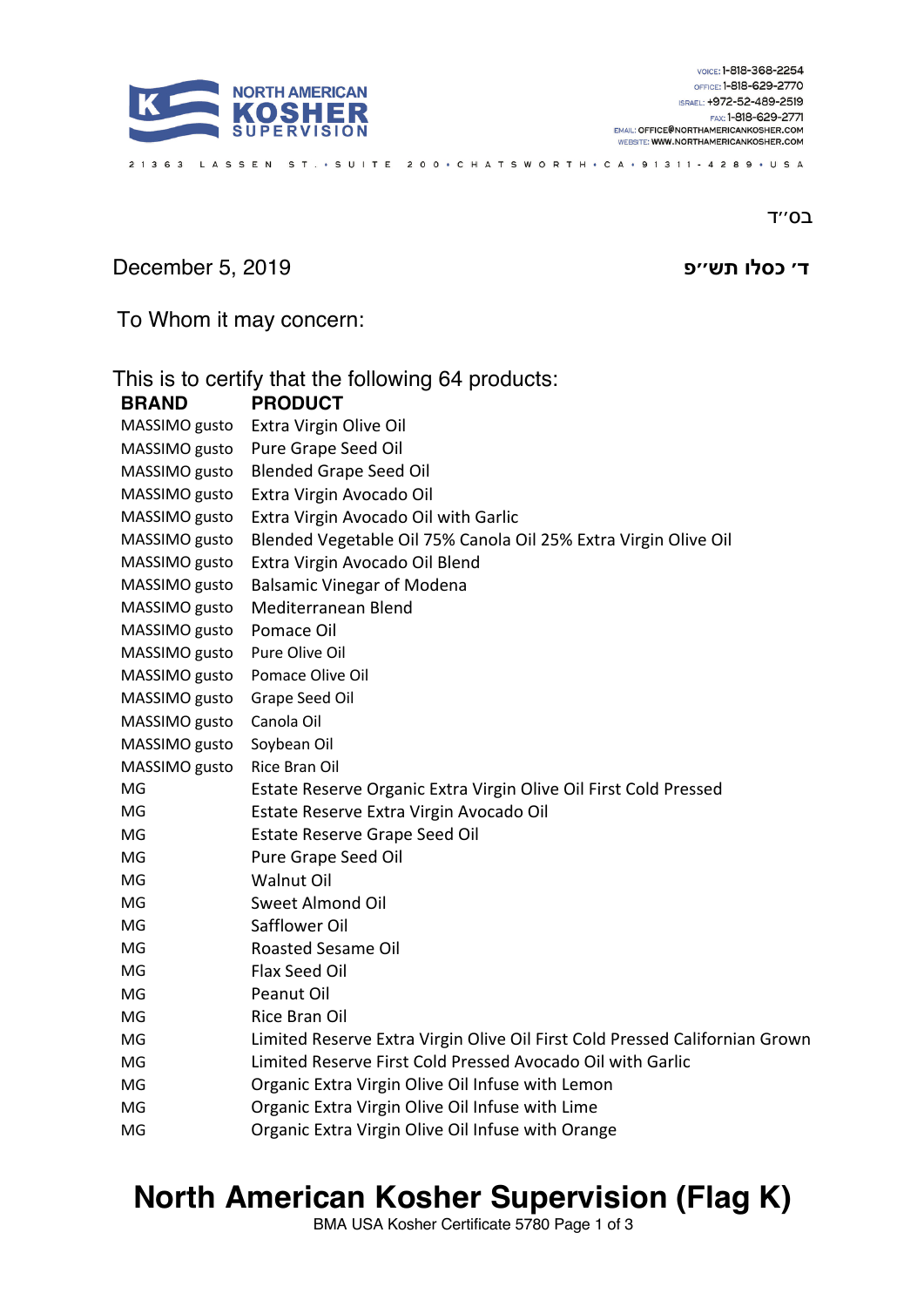NORTH AMERICAN KOSHER SUPERVISION

VOICE: 1-818-368-2254
OFFICE: 1-818-629-2770
ISRAEL: +972-52-489-2519
FAX: 1-818-629-2771
EMAIL: OFFICE@NORTHAMERICANKOSHER.COM
WEBSITE: WWW.NORTHAMERICANKOSHER.COM

21363 LASSEN ST. • SUITE 200 • CHATSWORTH • CA • 91311-4289 • USA

בס״ד

December 5, 2019 ד׳ כסלו תש״פ

To Whom it may concern:

This is to certify that the following 64 products:

| BRAND | PRODUCT |
|---|---|
| MASSIMO gusto | Extra Virgin Olive Oil |
| MASSIMO gusto | Pure Grape Seed Oil |
| MASSIMO gusto | Blended Grape Seed Oil |
| MASSIMO gusto | Extra Virgin Avocado Oil |
| MASSIMO gusto | Extra Virgin Avocado Oil with Garlic |
| MASSIMO gusto | Blended Vegetable Oil 75% Canola Oil 25% Extra Virgin Olive Oil |
| MASSIMO gusto | Extra Virgin Avocado Oil Blend |
| MASSIMO gusto | Balsamic Vinegar of Modena |
| MASSIMO gusto | Mediterranean Blend |
| MASSIMO gusto | Pomace Oil |
| MASSIMO gusto | Pure Olive Oil |
| MASSIMO gusto | Pomace Olive Oil |
| MASSIMO gusto | Grape Seed Oil |
| MASSIMO gusto | Canola Oil |
| MASSIMO gusto | Soybean Oil |
| MASSIMO gusto | Rice Bran Oil |
| MG | Estate Reserve Organic Extra Virgin Olive Oil First Cold Pressed |
| MG | Estate Reserve Extra Virgin Avocado Oil |
| MG | Estate Reserve Grape Seed Oil |
| MG | Pure Grape Seed Oil |
| MG | Walnut Oil |
| MG | Sweet Almond Oil |
| MG | Safflower Oil |
| MG | Roasted Sesame Oil |
| MG | Flax Seed Oil |
| MG | Peanut Oil |
| MG | Rice Bran Oil |
| MG | Limited Reserve Extra Virgin Olive Oil First Cold Pressed Californian Grown |
| MG | Limited Reserve First Cold Pressed Avocado Oil with Garlic |
| MG | Organic Extra Virgin Olive Oil Infuse with Lemon |
| MG | Organic Extra Virgin Olive Oil Infuse with Lime |
| MG | Organic Extra Virgin Olive Oil Infuse with Orange |

# North American Kosher Supervision (Flag K)

BMA USA Kosher Certificate 5780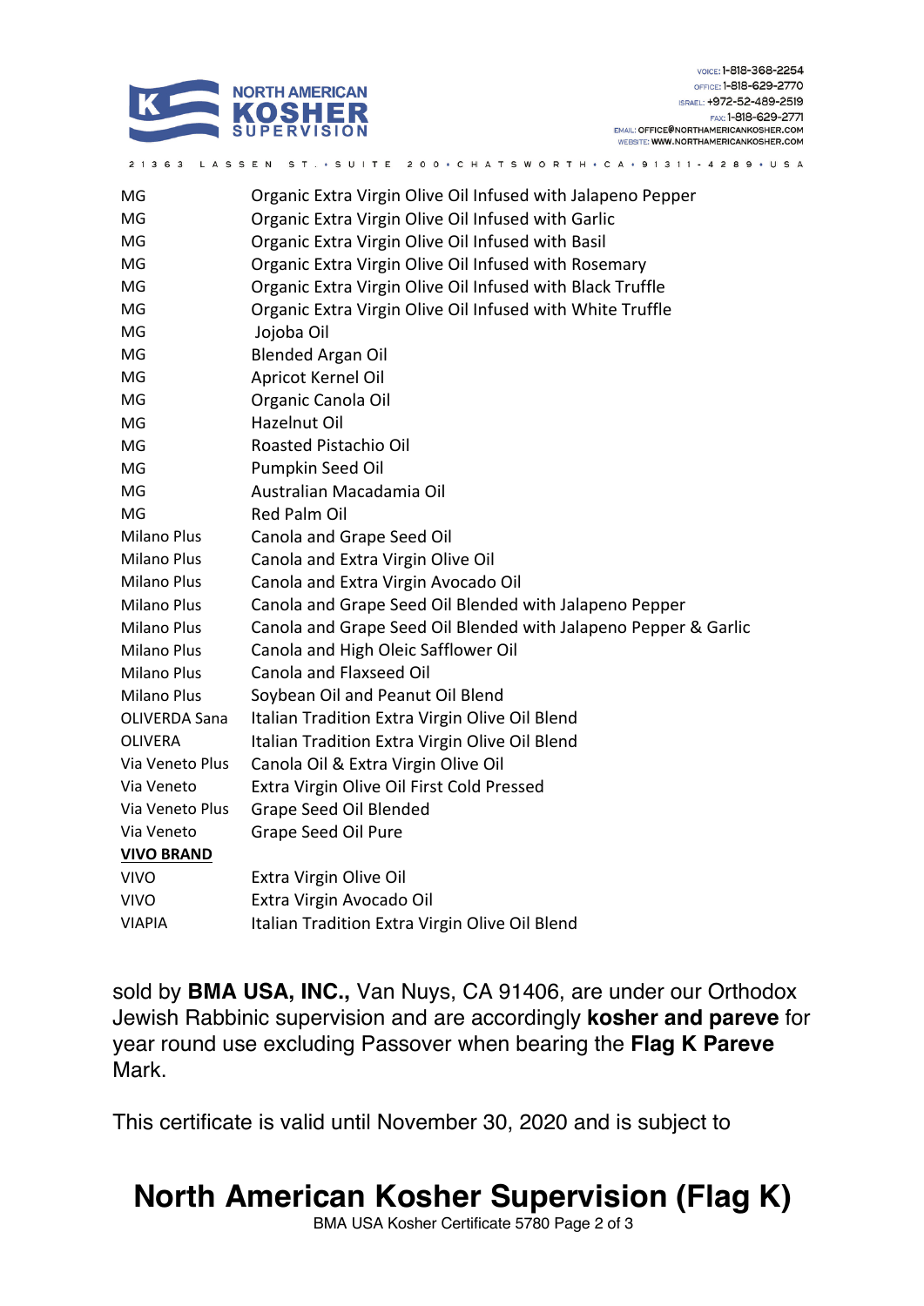| | |
|---|---|
| MG | Organic Extra Virgin Olive Oil Infused with Jalapeno Pepper |
| MG | Organic Extra Virgin Olive Oil Infused with Garlic |
| MG | Organic Extra Virgin Olive Oil Infused with Basil |
| MG | Organic Extra Virgin Olive Oil Infused with Rosemary |
| MG | Organic Extra Virgin Olive Oil Infused with Black Truffle |
| MG | Organic Extra Virgin Olive Oil Infused with White Truffle |
| MG | Jojoba Oil |
| MG | Blended Argan Oil |
| MG | Apricot Kernel Oil |
| MG | Organic Canola Oil |
| MG | Hazelnut Oil |
| MG | Roasted Pistachio Oil |
| MG | Pumpkin Seed Oil |
| MG | Australian Macadamia Oil |
| MG | Red Palm Oil |
| Milano Plus | Canola and Grape Seed Oil |
| Milano Plus | Canola and Extra Virgin Olive Oil |
| Milano Plus | Canola and Extra Virgin Avocado Oil |
| Milano Plus | Canola and Grape Seed Oil Blended with Jalapeno Pepper |
| Milano Plus | Canola and Grape Seed Oil Blended with Jalapeno Pepper & Garlic |
| Milano Plus | Canola and High Oleic Safflower Oil |
| Milano Plus | Canola and Flaxseed Oil |
| Milano Plus | Soybean Oil and Peanut Oil Blend |
| OLIVERDA Sana | Italian Tradition Extra Virgin Olive Oil Blend |
| OLIVERA | Italian Tradition Extra Virgin Olive Oil Blend |
| Via Veneto Plus | Canola Oil & Extra Virgin Olive Oil |
| Via Veneto | Extra Virgin Olive Oil First Cold Pressed |
| Via Veneto Plus | Grape Seed Oil Blended |
| Via Veneto | Grape Seed Oil Pure |
| **VIVO BRAND** | |
| VIVO | Extra Virgin Olive Oil |
| VIVO | Extra Virgin Avocado Oil |
| VIAPIA | Italian Tradition Extra Virgin Olive Oil Blend |

sold by **BMA USA, INC.,** Van Nuys, CA 91406, are under our Orthodox Jewish Rabbinic supervision and are accordingly **kosher and pareve** for year round use excluding Passover when bearing the **Flag K Pareve** Mark.

This certificate is valid until November 30, 2020 and is subject to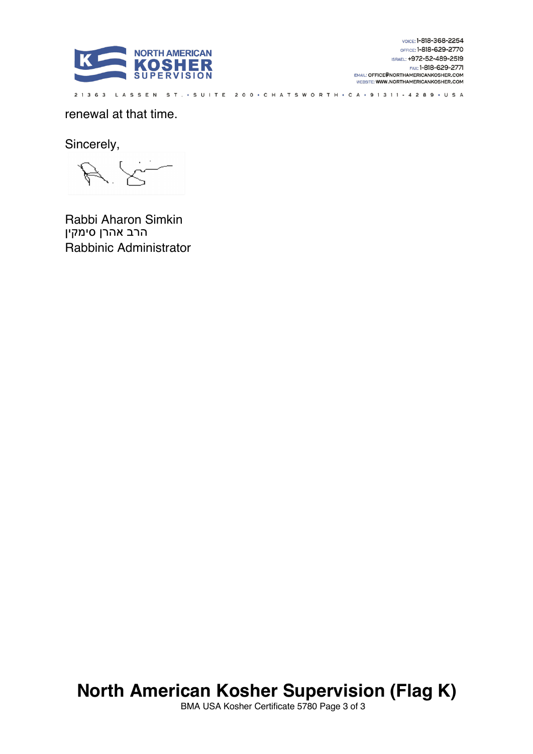renewal at that time.

Sincerely,

Rabbi Aharon Simkin
הרב אהרן סימקין
Rabbinic Administrator